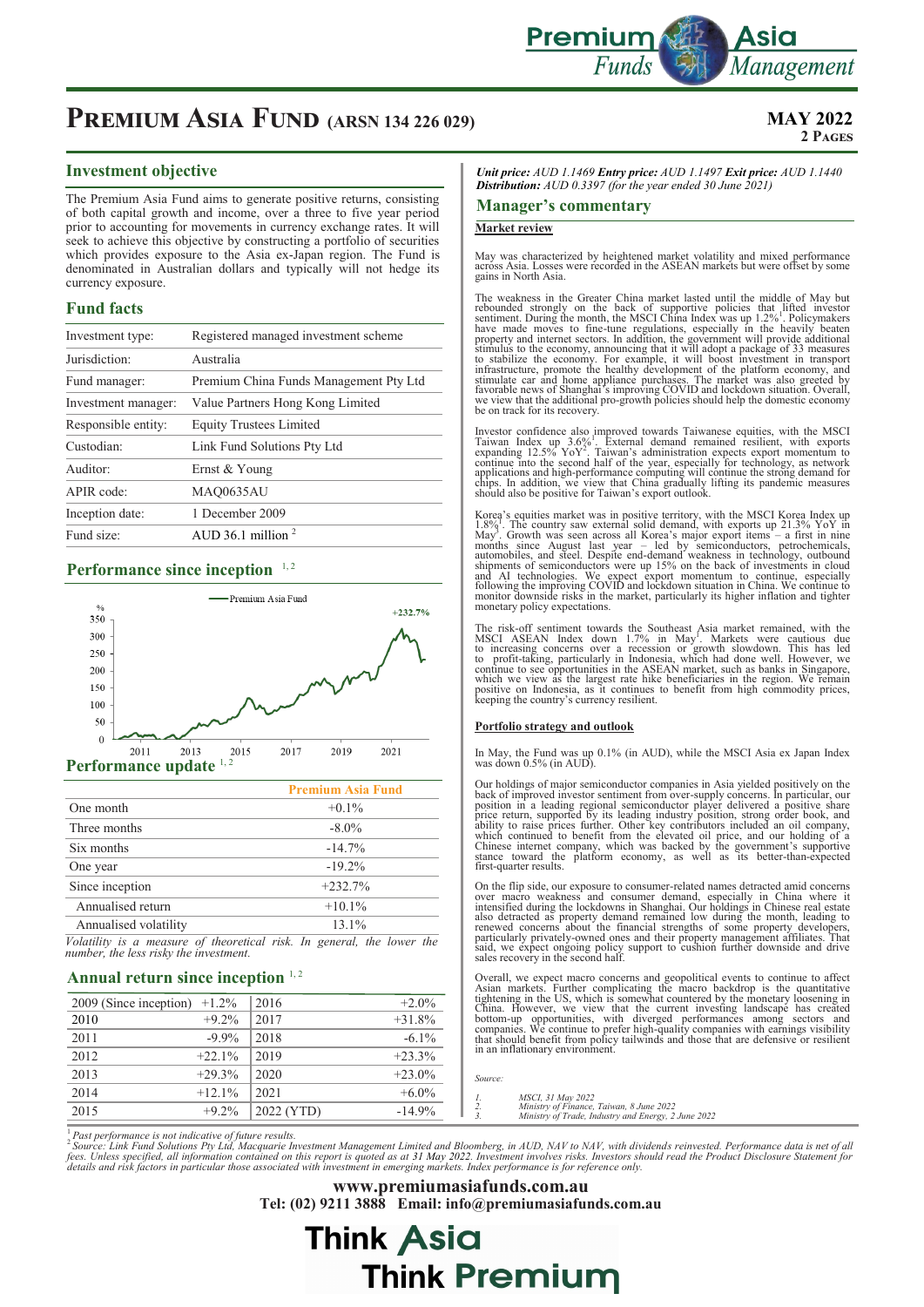# PREMIUM ASIA FUND (ARSN 134 226 029)

**MAY 2022**
**2 PAGES**

## Investment objective

The Premium Asia Fund aims to generate positive returns, consisting of both capital growth and income, over a three to five year period prior to accounting for movements in currency exchange rates. It will seek to achieve this objective by constructing a portfolio of securities which provides exposure to the Asia ex-Japan region. The Fund is denominated in Australian dollars and typically will not hedge its currency exposure.

## Fund facts

| | |
|---|---|
| Investment type: | Registered managed investment scheme |
| Jurisdiction: | Australia |
| Fund manager: | Premium China Funds Management Pty Ltd |
| Investment manager: | Value Partners Hong Kong Limited |
| Responsible entity: | Equity Trustees Limited |
| Custodian: | Link Fund Solutions Pty Ltd |
| Auditor: | Ernst & Young |
| APIR code: | MAQ0635AU |
| Inception date: | 1 December 2009 |
| Fund size: | AUD 36.1 million [2] |

## Performance since inception [1, 2]

Premium Asia Fund +232.7%

## Performance update [1, 2]

| | Premium Asia Fund |
|---|---|
| One month | +0.1% |
| Three months | -8.0% |
| Six months | -14.7% |
| One year | -19.2% |
| Since inception | +232.7% |
| Annualised return | +10.1% |
| Annualised volatility | 13.1% |

*Volatility is a measure of theoretical risk. In general, the lower the number, the less risky the investment.*

## Annual return since inception [1, 2]

| | | | |
|---|---|---|---|
| 2009 (Since inception) | +1.2% | 2016 | +2.0% |
| 2010 | +9.2% | 2017 | +31.8% |
| 2011 | -9.9% | 2018 | -6.1% |
| 2012 | +22.1% | 2019 | +23.3% |
| 2013 | +29.3% | 2020 | +23.0% |
| 2014 | +12.1% | 2021 | +6.0% |
| 2015 | +9.2% | 2022 (YTD) | -14.9% |

***Unit price:*** *AUD 1.1469* ***Entry price:*** *AUD 1.1497* ***Exit price:*** *AUD 1.1440*
***Distribution:*** *AUD 0.3397 (for the year ended 30 June 2021)*

## Manager's commentary

### Market review

May was characterized by heightened market volatility and mixed performance across Asia. Losses were recorded in the ASEAN markets but were offset by some gains in North Asia.

The weakness in the Greater China market lasted until the middle of May but rebounded strongly on the back of supportive policies that lifted investor sentiment. During the month, the MSCI China Index was up 1.2%[1]. Policymakers have made moves to fine-tune regulations, especially in the heavily beaten property and internet sectors. In addition, the government will provide additional stimulus to the economy, announcing that it will adopt a package of 33 measures to stabilize the economy. For example, it will boost investment in transport infrastructure, promote the healthy development of the platform economy, and stimulate car and home appliance purchases. The market was also greeted by favorable news of Shanghai's improving COVID and lockdown situation. Overall, we view that the additional pro-growth policies should help the domestic economy be on track for its recovery.

Investor confidence also improved towards Taiwanese equities, with the MSCI Taiwan Index up 3.6%[1]. External demand remained resilient, with exports expanding 12.5% YoY[2]. Taiwan's administration expects export momentum to continue into the second half of the year, especially for technology, as network applications and high-performance computing will continue the strong demand for chips. In addition, we view that China gradually lifting its pandemic measures should also be positive for Taiwan's export outlook.

Korea's equities market was in positive territory, with the MSCI Korea Index up 1.8%[1]. The country saw external solid demand, with exports up 21.3% YoY in May[3]. Growth was seen across all Korea's major export items – a first in nine months since August last year – led by semiconductors, petrochemicals, automobiles, and steel. Despite end-demand weakness in technology, outbound shipments of semiconductors were up 15% on the back of investments in cloud and AI technologies. We expect export momentum to continue, especially following the improving COVID and lockdown situation in China. We continue to monitor downside risks in the market, particularly its higher inflation and tighter monetary policy expectations.

The risk-off sentiment towards the Southeast Asia market remained, with the MSCI ASEAN Index down 1.7% in May[1]. Markets were cautious due to increasing concerns over a recession or growth slowdown. This has led to profit-taking, particularly in Indonesia, which had done well. However, we continue to see opportunities in the ASEAN market, such as banks in Singapore, which we view as the largest rate hike beneficiaries in the region. We remain positive on Indonesia, as it continues to benefit from high commodity prices, keeping the country's currency resilient.

### Portfolio strategy and outlook

In May, the Fund was up 0.1% (in AUD), while the MSCI Asia ex Japan Index was down 0.5% (in AUD).

Our holdings of major semiconductor companies in Asia yielded positively on the back of improved investor sentiment from over-supply concerns. In particular, our position in a leading regional semiconductor player delivered a positive share price return, supported by its leading industry position, strong order book, and ability to raise prices further. Other key contributors included an oil company, which continued to benefit from the elevated oil price, and our holding of a Chinese internet company, which was backed by the government's supportive stance toward the platform economy, as well as its better-than-expected first-quarter results.

On the flip side, our exposure to consumer-related names detracted amid concerns over macro weakness and consumer demand, especially in China where it intensified during the lockdowns in Shanghai. Our holdings in Chinese real estate also detracted as property demand remained low during the month, leading to renewed concerns about the financial strengths of some property developers, particularly privately-owned ones and their property management affiliates. That said, we expect ongoing policy support to cushion further downside and drive sales recovery in the second half.

Overall, we expect macro concerns and geopolitical events to continue to affect Asian markets. Further complicating the macro backdrop is the quantitative tightening in the US, which is somewhat countered by the monetary loosening in China. However, we view that the current investing landscape has created bottom-up opportunities, with diverged performances among sectors and companies. We continue to prefer high-quality companies with earnings visibility that should benefit from policy tailwinds and those that are defensive or resilient in an inflationary environment.

*Source:*

1. *MSCI, 31 May 2022*
2. *Ministry of Finance, Taiwan, 8 June 2022*
3. *Ministry of Trade, Industry and Energy, 2 June 2022*

[1] *Past performance is not indicative of future results.*
[2] *Source: Link Fund Solutions Pty Ltd, Macquarie Investment Management Limited and Bloomberg, in AUD, NAV to NAV, with dividends reinvested. Performance data is net of all fees. Unless specified, all information contained on this report is quoted as at 31 May 2022. Investment involves risks. Investors should read the Product Disclosure Statement for details and risk factors in particular those associated with investment in emerging markets. Index performance is for reference only.*

**www.premiumasiafunds.com.au**
**Tel: (02) 9211 3888 Email: info@premiumasiafunds.com.au**

**Think Asia**
**Think Premium**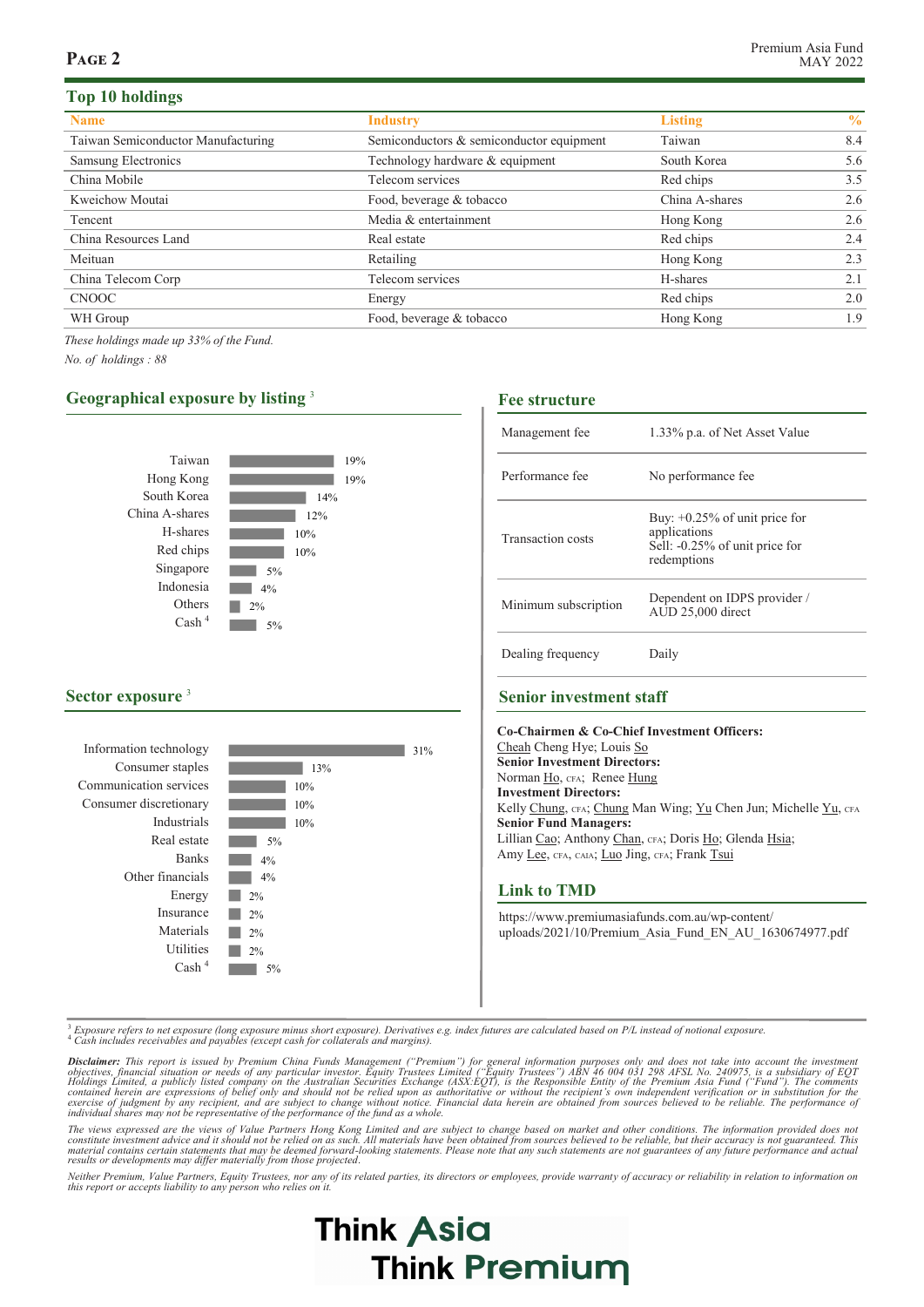## Top 10 holdings

| Name | Industry | Listing | % |
|---|---|---|---|
| Taiwan Semiconductor Manufacturing | Semiconductors & semiconductor equipment | Taiwan | 8.4 |
| Samsung Electronics | Technology hardware & equipment | South Korea | 5.6 |
| China Mobile | Telecom services | Red chips | 3.5 |
| Kweichow Moutai | Food, beverage & tobacco | China A-shares | 2.6 |
| Tencent | Media & entertainment | Hong Kong | 2.6 |
| China Resources Land | Real estate | Red chips | 2.4 |
| Meituan | Retailing | Hong Kong | 2.3 |
| China Telecom Corp | Telecom services | H-shares | 2.1 |
| CNOOC | Energy | Red chips | 2.0 |
| WH Group | Food, beverage & tobacco | Hong Kong | 1.9 |

*These holdings made up 33% of the Fund.*

*No. of holdings : 88*

## Geographical exposure by listing [3]

Taiwan 19%
Hong Kong 19%
South Korea 14%
China A-shares 12%
H-shares 10%
Red chips 10%
Singapore 5%
Indonesia 4%
Others 2%
Cash [4] 5%

## Sector exposure [3]

Information technology 31%
Consumer staples 13%
Communication services 10%
Consumer discretionary 10%
Industrials 10%
Real estate 5%
Banks 4%
Other financials 4%
Energy 2%
Insurance 2%
Materials 2%
Utilities 2%
Cash [4] 5%

## Fee structure

| | |
|---|---|
| Management fee | 1.33% p.a. of Net Asset Value |
| Performance fee | No performance fee |
| Transaction costs | Buy: +0.25% of unit price for applications<br>Sell: -0.25% of unit price for redemptions |
| Minimum subscription | Dependent on IDPS provider / AUD 25,000 direct |
| Dealing frequency | Daily |

## Senior investment staff

**Co-Chairmen & Co-Chief Investment Officers:**
Cheah Cheng Hye; Louis So
**Senior Investment Directors:**
Norman Ho, CFA; Renee Hung
**Investment Directors:**
Kelly Chung, CFA; Chung Man Wing; Yu Chen Jun; Michelle Yu, CFA
**Senior Fund Managers:**
Lillian Cao; Anthony Chan, CFA; Doris Ho; Glenda Hsia;
Amy Lee, CFA, CAIA; Luo Jing, CFA; Frank Tsui

## Link to TMD

https://www.premiumasiafunds.com.au/wp-content/uploads/2021/10/Premium_Asia_Fund_EN_AU_1630674977.pdf

---

[3] *Exposure refers to net exposure (long exposure minus short exposure). Derivatives e.g. index futures are calculated based on P/L instead of notional exposure.*
[4] *Cash includes receivables and payables (except cash for collaterals and margins).*

***Disclaimer:*** *This report is issued by Premium China Funds Management ("Premium") for general information purposes only and does not take into account the investment objectives, financial situation or needs of any particular investor. Equity Trustees Limited ("Equity Trustees") ABN 46 004 031 298 AFSL No. 240975, is a subsidiary of EQT Holdings Limited, a publicly listed company on the Australian Securities Exchange (ASX:EQT), is the Responsible Entity of the Premium Asia Fund ("Fund"). The comments contained herein are expressions of belief only and should not be relied upon as authoritative or without the recipient's own independent verification or in substitution for the exercise of judgment by any recipient, and are subject to change without notice. Financial data herein are obtained from sources believed to be reliable. The performance of individual shares may not be representative of the performance of the fund as a whole.*

*The views expressed are the views of Value Partners Hong Kong Limited and are subject to change based on market and other conditions. The information provided does not constitute investment advice and it should not be relied on as such. All materials have been obtained from sources believed to be reliable, but their accuracy is not guaranteed. This material contains certain statements that may be deemed forward-looking statements. Please note that any such statements are not guarantees of any future performance and actual results or developments may differ materially from those projected.*

*Neither Premium, Value Partners, Equity Trustees, nor any of its related parties, its directors or employees, provide warranty of accuracy or reliability in relation to information on this report or accepts liability to any person who relies on it.*

Think Asia
Think Premium